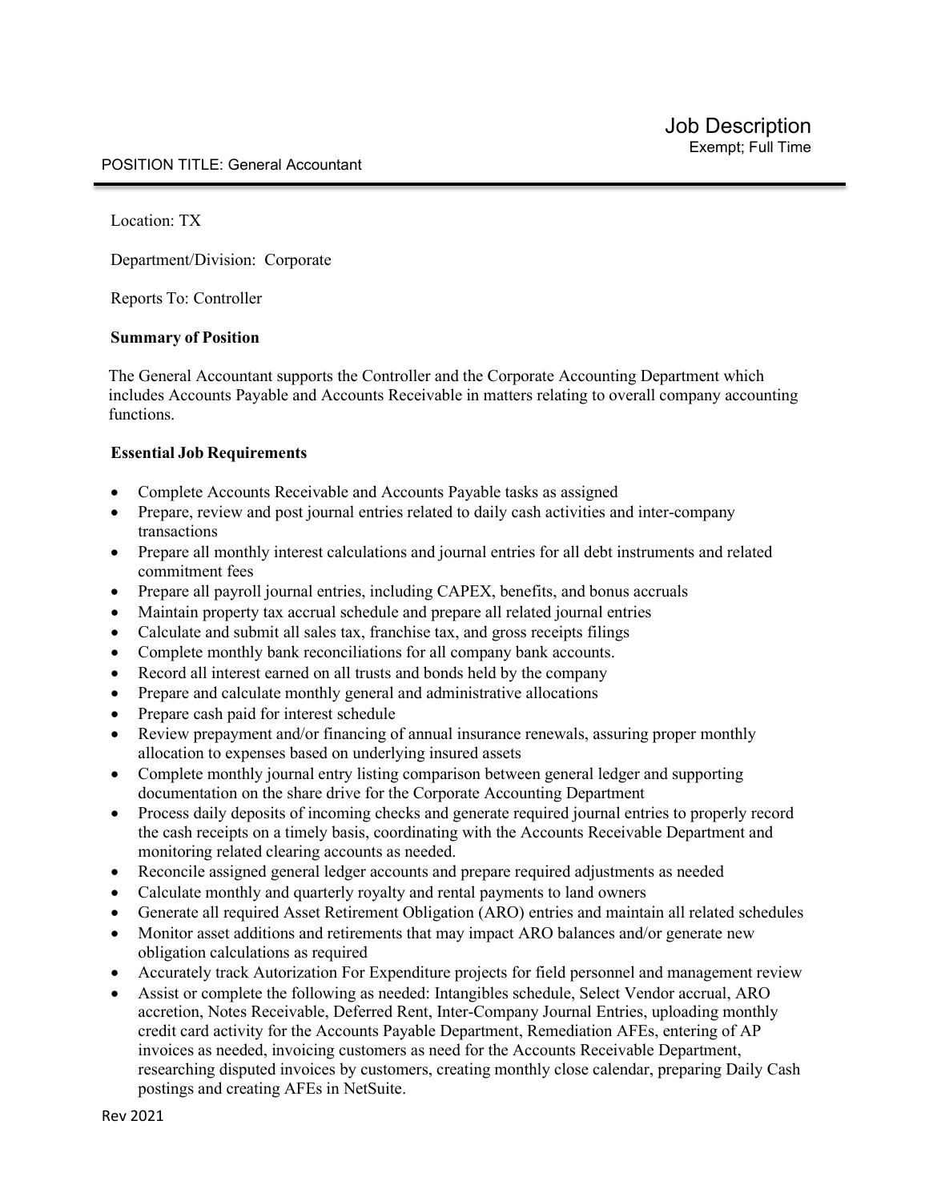# Job Description

Exempt; Full Time

POSITION TITLE: General Accountant

---

Location: TX

Department/Division: Corporate

Reports To: Controller

**Summary of Position**

The General Accountant supports the Controller and the Corporate Accounting Department which includes Accounts Payable and Accounts Receivable in matters relating to overall company accounting functions.

**Essential Job Requirements**

- Complete Accounts Receivable and Accounts Payable tasks as assigned
- Prepare, review and post journal entries related to daily cash activities and inter-company transactions
- Prepare all monthly interest calculations and journal entries for all debt instruments and related commitment fees
- Prepare all payroll journal entries, including CAPEX, benefits, and bonus accruals
- Maintain property tax accrual schedule and prepare all related journal entries
- Calculate and submit all sales tax, franchise tax, and gross receipts filings
- Complete monthly bank reconciliations for all company bank accounts.
- Record all interest earned on all trusts and bonds held by the company
- Prepare and calculate monthly general and administrative allocations
- Prepare cash paid for interest schedule
- Review prepayment and/or financing of annual insurance renewals, assuring proper monthly allocation to expenses based on underlying insured assets
- Complete monthly journal entry listing comparison between general ledger and supporting documentation on the share drive for the Corporate Accounting Department
- Process daily deposits of incoming checks and generate required journal entries to properly record the cash receipts on a timely basis, coordinating with the Accounts Receivable Department and monitoring related clearing accounts as needed.
- Reconcile assigned general ledger accounts and prepare required adjustments as needed
- Calculate monthly and quarterly royalty and rental payments to land owners
- Generate all required Asset Retirement Obligation (ARO) entries and maintain all related schedules
- Monitor asset additions and retirements that may impact ARO balances and/or generate new obligation calculations as required
- Accurately track Autorization For Expenditure projects for field personnel and management review
- Assist or complete the following as needed: Intangibles schedule, Select Vendor accrual, ARO accretion, Notes Receivable, Deferred Rent, Inter-Company Journal Entries, uploading monthly credit card activity for the Accounts Payable Department, Remediation AFEs, entering of AP invoices as needed, invoicing customers as need for the Accounts Receivable Department, researching disputed invoices by customers, creating monthly close calendar, preparing Daily Cash postings and creating AFEs in NetSuite.

Rev 2021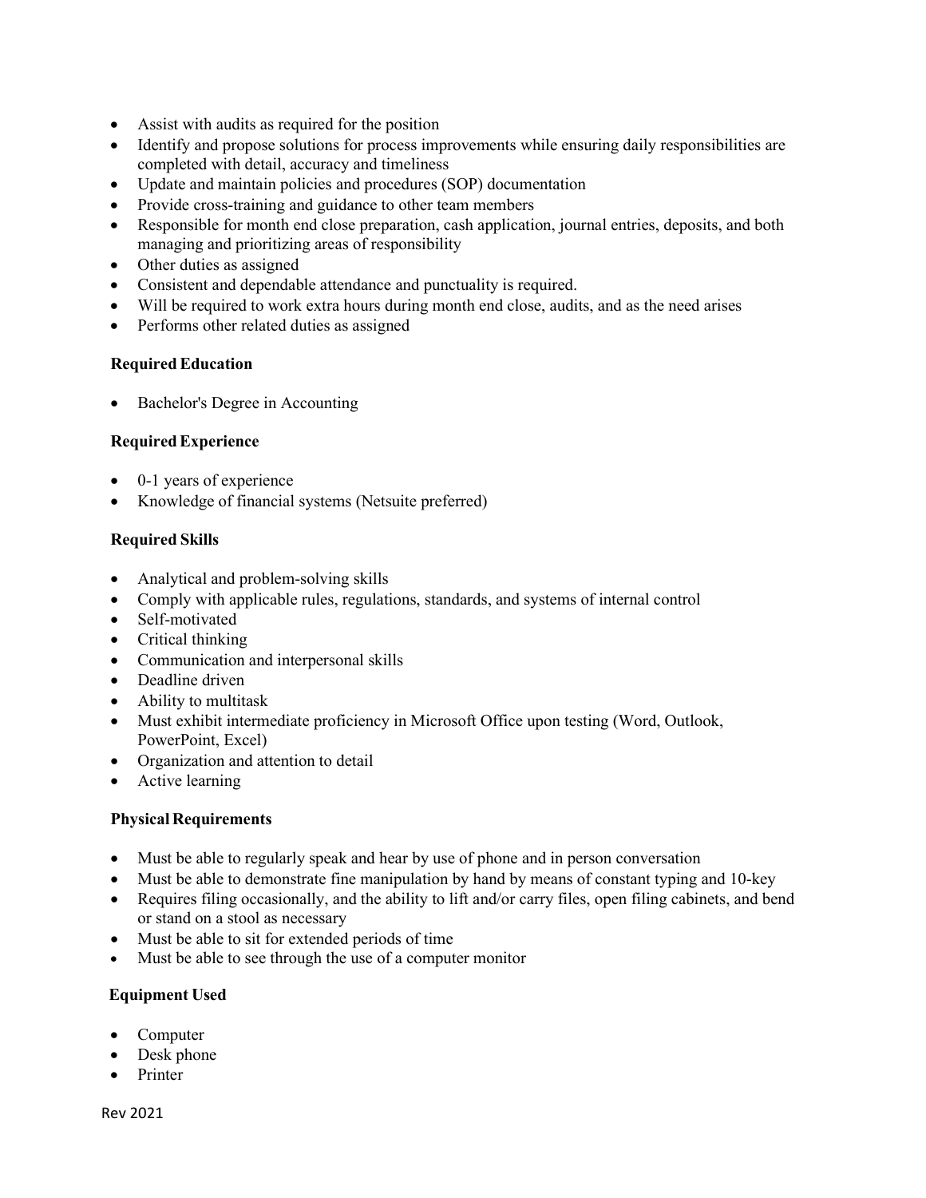- Assist with audits as required for the position
- Identify and propose solutions for process improvements while ensuring daily responsibilities are completed with detail, accuracy and timeliness
- Update and maintain policies and procedures (SOP) documentation
- Provide cross-training and guidance to other team members
- Responsible for month end close preparation, cash application, journal entries, deposits, and both managing and prioritizing areas of responsibility
- Other duties as assigned
- Consistent and dependable attendance and punctuality is required.
- Will be required to work extra hours during month end close, audits, and as the need arises
- Performs other related duties as assigned

**Required Education**

- Bachelor's Degree in Accounting

**Required Experience**

- 0-1 years of experience
- Knowledge of financial systems (Netsuite preferred)

**Required Skills**

- Analytical and problem-solving skills
- Comply with applicable rules, regulations, standards, and systems of internal control
- Self-motivated
- Critical thinking
- Communication and interpersonal skills
- Deadline driven
- Ability to multitask
- Must exhibit intermediate proficiency in Microsoft Office upon testing (Word, Outlook, PowerPoint, Excel)
- Organization and attention to detail
- Active learning

**Physical Requirements**

- Must be able to regularly speak and hear by use of phone and in person conversation
- Must be able to demonstrate fine manipulation by hand by means of constant typing and 10-key
- Requires filing occasionally, and the ability to lift and/or carry files, open filing cabinets, and bend or stand on a stool as necessary
- Must be able to sit for extended periods of time
- Must be able to see through the use of a computer monitor

**Equipment Used**

- Computer
- Desk phone
- Printer

Rev 2021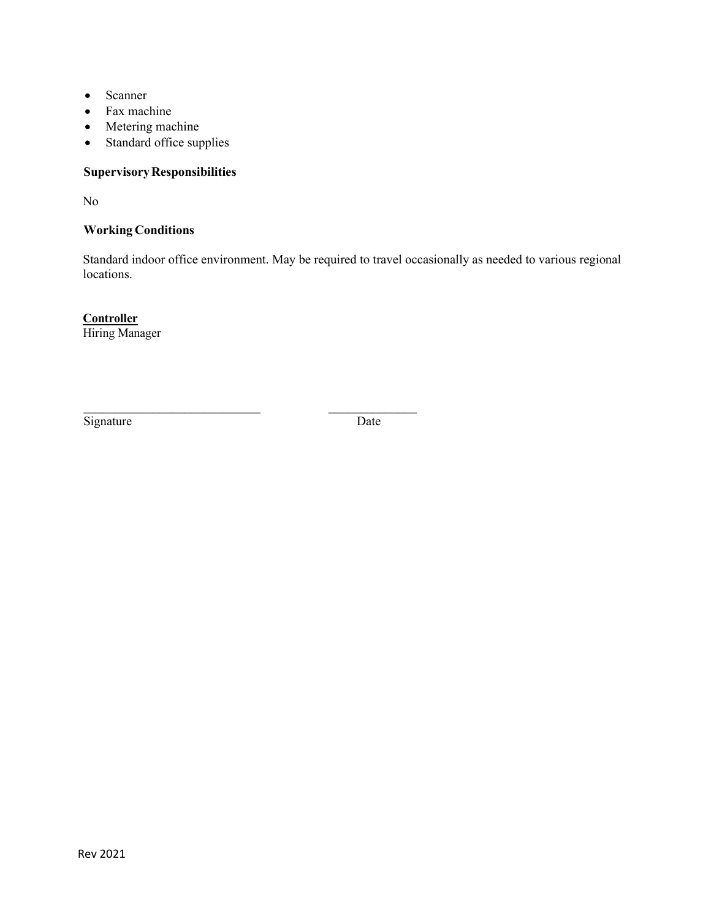- Scanner
- Fax machine
- Metering machine
- Standard office supplies

**Supervisory Responsibilities**

No

**Working Conditions**

Standard indoor office environment. May be required to travel occasionally as needed to various regional locations.

**Controller**
Hiring Manager

\_\_\_\_\_\_\_\_\_\_\_\_\_\_\_\_\_\_\_\_\_\_\_\_\_\_\_\_ \_\_\_\_\_\_\_\_\_\_\_\_\_\_
Signature Date

Rev 2021